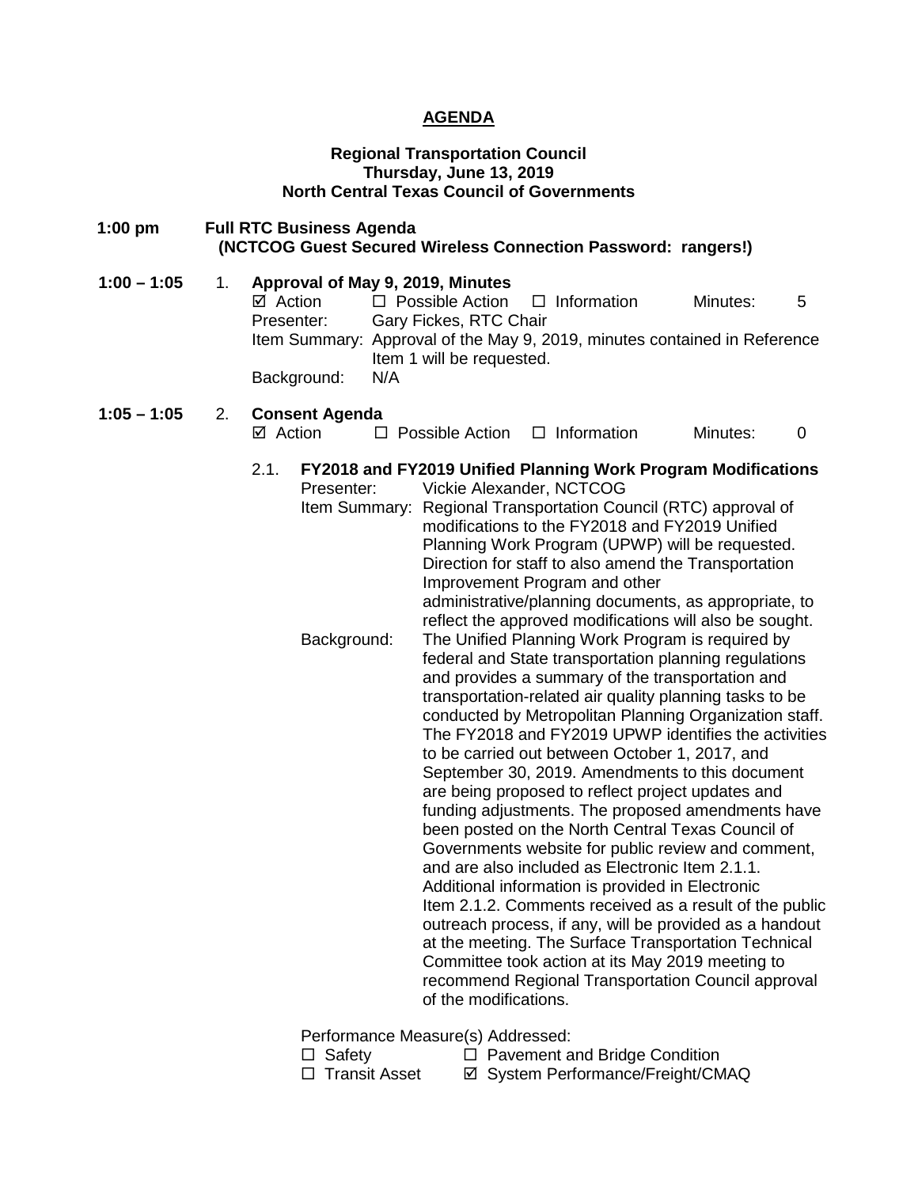# AGENDA

**Regional Transportation Council**
**Thursday, June 13, 2019**
**North Central Texas Council of Governments**

**1:00 pm — Full RTC Business Agenda**
**(NCTCOG Guest Secured Wireless Connection Password: rangers!)**

**1:00 – 1:05**

1. **Approval of May 9, 2019, Minutes**

   ☑ Action ☐ Possible Action ☐ Information Minutes: 5

   Presenter: Gary Fickes, RTC Chair

   Item Summary: Approval of the May 9, 2019, minutes contained in Reference Item 1 will be requested.

   Background: N/A

**1:05 – 1:05**

2. **Consent Agenda**

   ☑ Action ☐ Possible Action ☐ Information Minutes: 0

   2.1. **FY2018 and FY2019 Unified Planning Work Program Modifications**

   Presenter: Vickie Alexander, NCTCOG

   Item Summary: Regional Transportation Council (RTC) approval of modifications to the FY2018 and FY2019 Unified Planning Work Program (UPWP) will be requested. Direction for staff to also amend the Transportation Improvement Program and other administrative/planning documents, as appropriate, to reflect the approved modifications will also be sought.

   Background: The Unified Planning Work Program is required by federal and State transportation planning regulations and provides a summary of the transportation and transportation-related air quality planning tasks to be conducted by Metropolitan Planning Organization staff. The FY2018 and FY2019 UPWP identifies the activities to be carried out between October 1, 2017, and September 30, 2019. Amendments to this document are being proposed to reflect project updates and funding adjustments. The proposed amendments have been posted on the North Central Texas Council of Governments website for public review and comment, and are also included as Electronic Item 2.1.1. Additional information is provided in Electronic Item 2.1.2. Comments received as a result of the public outreach process, if any, will be provided as a handout at the meeting. The Surface Transportation Technical Committee took action at its May 2019 meeting to recommend Regional Transportation Council approval of the modifications.

   Performance Measure(s) Addressed:

   ☐ Safety ☐ Pavement and Bridge Condition
   ☐ Transit Asset ☑ System Performance/Freight/CMAQ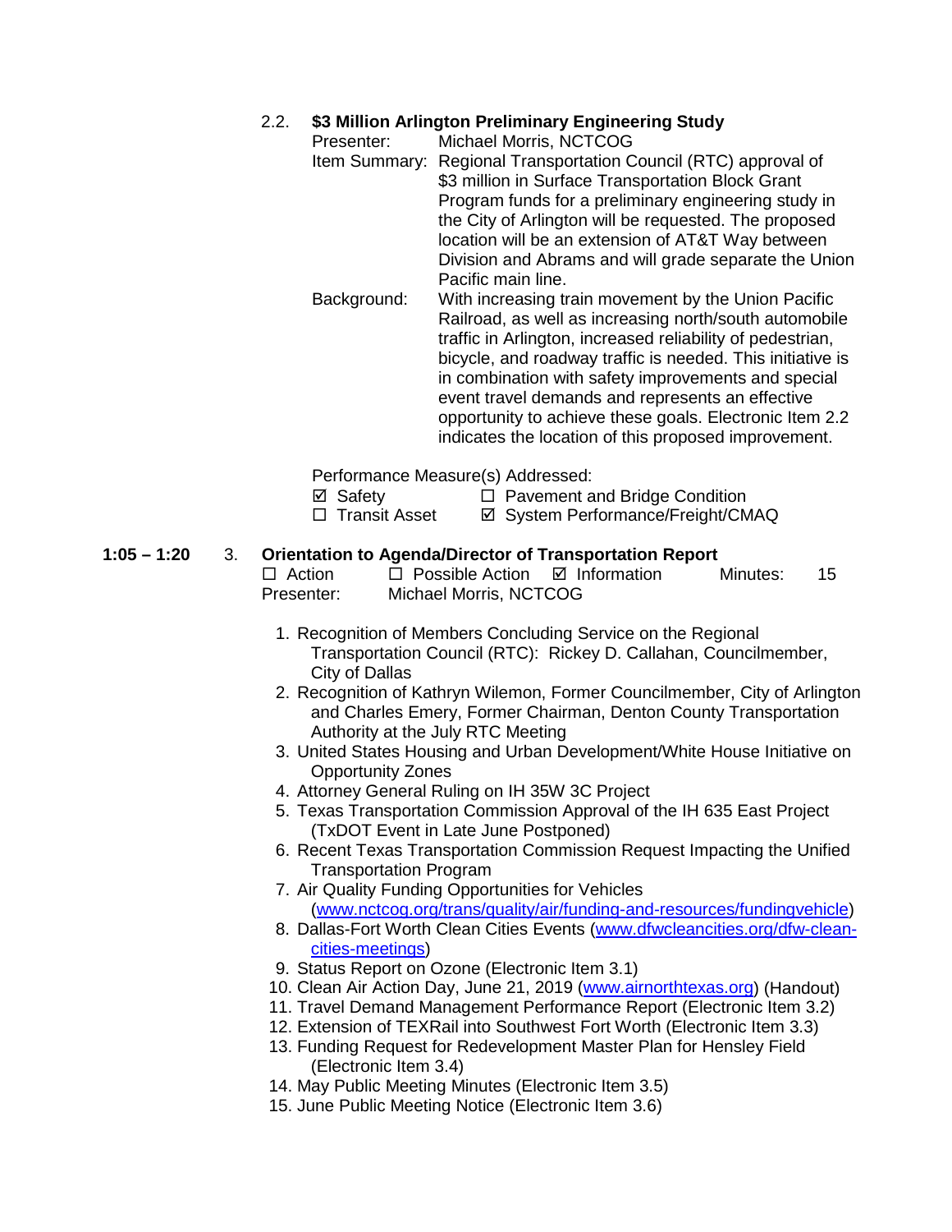2.2. **$3 Million Arlington Preliminary Engineering Study**

Presenter: Michael Morris, NCTCOG

Item Summary: Regional Transportation Council (RTC) approval of $3 million in Surface Transportation Block Grant Program funds for a preliminary engineering study in the City of Arlington will be requested. The proposed location will be an extension of AT&T Way between Division and Abrams and will grade separate the Union Pacific main line.

Background: With increasing train movement by the Union Pacific Railroad, as well as increasing north/south automobile traffic in Arlington, increased reliability of pedestrian, bicycle, and roadway traffic is needed. This initiative is in combination with safety improvements and special event travel demands and represents an effective opportunity to achieve these goals. Electronic Item 2.2 indicates the location of this proposed improvement.

Performance Measure(s) Addressed:

☑ Safety ☐ Pavement and Bridge Condition
☐ Transit Asset ☑ System Performance/Freight/CMAQ

**1:05 – 1:20** 3. **Orientation to Agenda/Director of Transportation Report**

☐ Action ☐ Possible Action ☑ Information Minutes: 15

Presenter: Michael Morris, NCTCOG

1. Recognition of Members Concluding Service on the Regional Transportation Council (RTC): Rickey D. Callahan, Councilmember, City of Dallas
2. Recognition of Kathryn Wilemon, Former Councilmember, City of Arlington and Charles Emery, Former Chairman, Denton County Transportation Authority at the July RTC Meeting
3. United States Housing and Urban Development/White House Initiative on Opportunity Zones
4. Attorney General Ruling on IH 35W 3C Project
5. Texas Transportation Commission Approval of the IH 635 East Project (TxDOT Event in Late June Postponed)
6. Recent Texas Transportation Commission Request Impacting the Unified Transportation Program
7. Air Quality Funding Opportunities for Vehicles (www.nctcog.org/trans/quality/air/funding-and-resources/fundingvehicle)
8. Dallas-Fort Worth Clean Cities Events (www.dfwcleancities.org/dfw-clean-cities-meetings)
9. Status Report on Ozone (Electronic Item 3.1)
10. Clean Air Action Day, June 21, 2019 (www.airnorthtexas.org) (Handout)
11. Travel Demand Management Performance Report (Electronic Item 3.2)
12. Extension of TEXRail into Southwest Fort Worth (Electronic Item 3.3)
13. Funding Request for Redevelopment Master Plan for Hensley Field (Electronic Item 3.4)
14. May Public Meeting Minutes (Electronic Item 3.5)
15. June Public Meeting Notice (Electronic Item 3.6)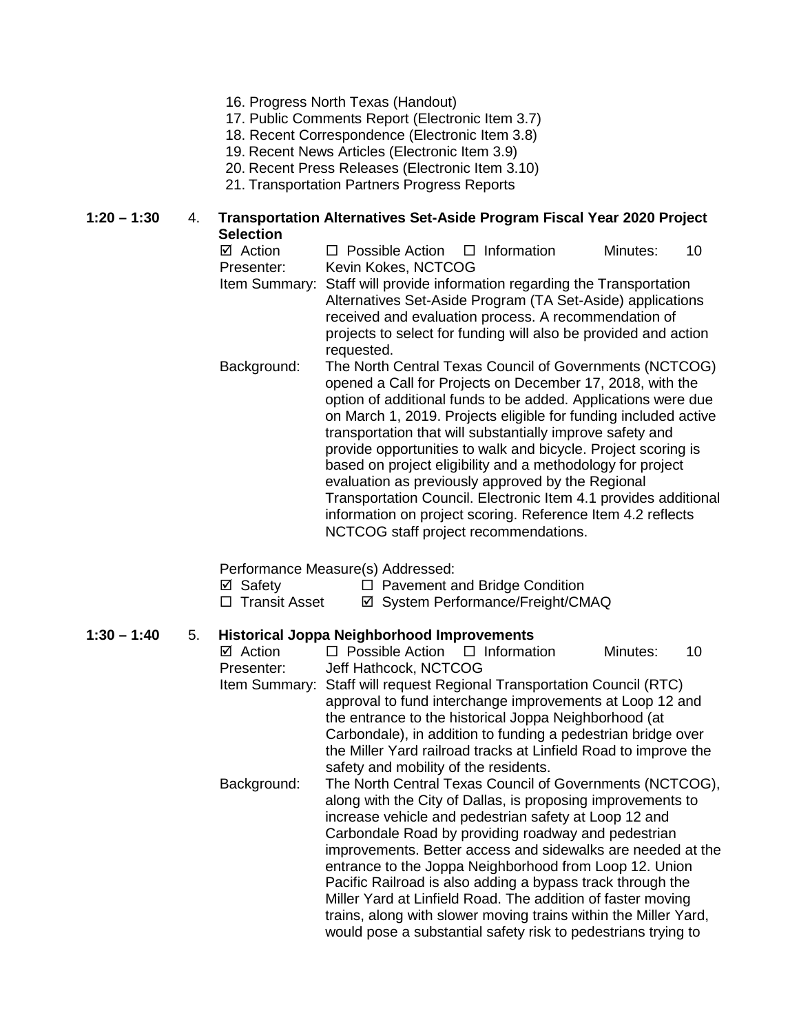16. Progress North Texas (Handout)
17. Public Comments Report (Electronic Item 3.7)
18. Recent Correspondence (Electronic Item 3.8)
19. Recent News Articles (Electronic Item 3.9)
20. Recent Press Releases (Electronic Item 3.10)
21. Transportation Partners Progress Reports

**1:20 – 1:30** 4. **Transportation Alternatives Set-Aside Program Fiscal Year 2020 Project Selection**

☑ Action ☐ Possible Action ☐ Information Minutes: 10

Presenter: Kevin Kokes, NCTCOG

Item Summary: Staff will provide information regarding the Transportation Alternatives Set-Aside Program (TA Set-Aside) applications received and evaluation process. A recommendation of projects to select for funding will also be provided and action requested.

Background: The North Central Texas Council of Governments (NCTCOG) opened a Call for Projects on December 17, 2018, with the option of additional funds to be added. Applications were due on March 1, 2019. Projects eligible for funding included active transportation that will substantially improve safety and provide opportunities to walk and bicycle. Project scoring is based on project eligibility and a methodology for project evaluation as previously approved by the Regional Transportation Council. Electronic Item 4.1 provides additional information on project scoring. Reference Item 4.2 reflects NCTCOG staff project recommendations.

Performance Measure(s) Addressed:

☑ Safety ☐ Pavement and Bridge Condition
☐ Transit Asset ☑ System Performance/Freight/CMAQ

**1:30 – 1:40** 5. **Historical Joppa Neighborhood Improvements**

☑ Action ☐ Possible Action ☐ Information Minutes: 10

Presenter: Jeff Hathcock, NCTCOG

Item Summary: Staff will request Regional Transportation Council (RTC) approval to fund interchange improvements at Loop 12 and the entrance to the historical Joppa Neighborhood (at Carbondale), in addition to funding a pedestrian bridge over the Miller Yard railroad tracks at Linfield Road to improve the safety and mobility of the residents.

Background: The North Central Texas Council of Governments (NCTCOG), along with the City of Dallas, is proposing improvements to increase vehicle and pedestrian safety at Loop 12 and Carbondale Road by providing roadway and pedestrian improvements. Better access and sidewalks are needed at the entrance to the Joppa Neighborhood from Loop 12. Union Pacific Railroad is also adding a bypass track through the Miller Yard at Linfield Road. The addition of faster moving trains, along with slower moving trains within the Miller Yard, would pose a substantial safety risk to pedestrians trying to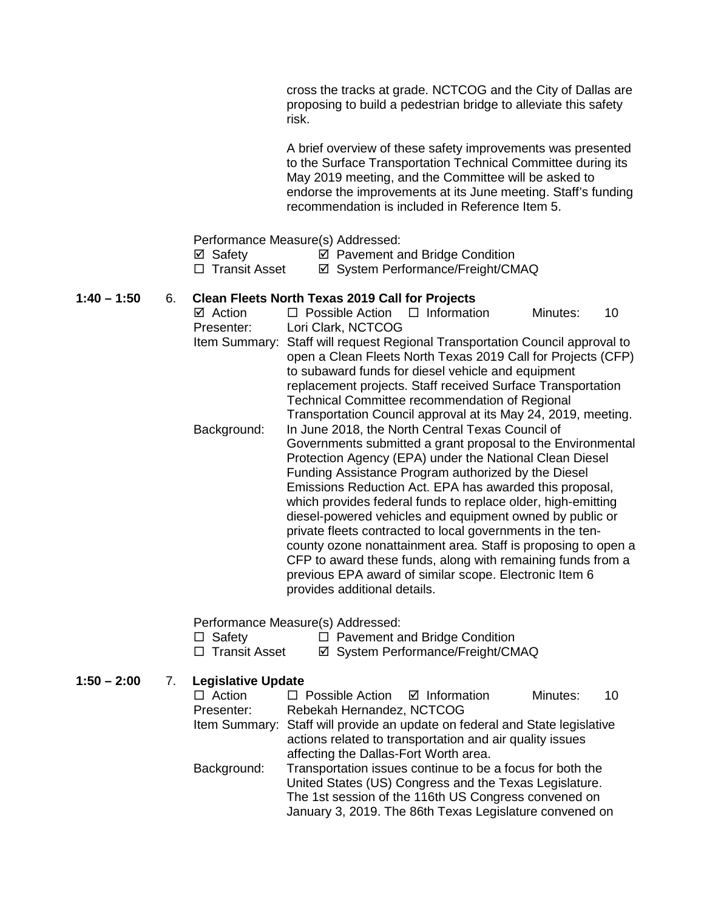cross the tracks at grade. NCTCOG and the City of Dallas are proposing to build a pedestrian bridge to alleviate this safety risk.

A brief overview of these safety improvements was presented to the Surface Transportation Technical Committee during its May 2019 meeting, and the Committee will be asked to endorse the improvements at its June meeting. Staff's funding recommendation is included in Reference Item 5.

Performance Measure(s) Addressed:

☑ Safety ☑ Pavement and Bridge Condition
☐ Transit Asset ☑ System Performance/Freight/CMAQ

**1:40 – 1:50** 6. **Clean Fleets North Texas 2019 Call for Projects**

☑ Action ☐ Possible Action ☐ Information Minutes: 10

Presenter: Lori Clark, NCTCOG

Item Summary: Staff will request Regional Transportation Council approval to open a Clean Fleets North Texas 2019 Call for Projects (CFP) to subaward funds for diesel vehicle and equipment replacement projects. Staff received Surface Transportation Technical Committee recommendation of Regional Transportation Council approval at its May 24, 2019, meeting.

Background: In June 2018, the North Central Texas Council of Governments submitted a grant proposal to the Environmental Protection Agency (EPA) under the National Clean Diesel Funding Assistance Program authorized by the Diesel Emissions Reduction Act. EPA has awarded this proposal, which provides federal funds to replace older, high-emitting diesel-powered vehicles and equipment owned by public or private fleets contracted to local governments in the ten-county ozone nonattainment area. Staff is proposing to open a CFP to award these funds, along with remaining funds from a previous EPA award of similar scope. Electronic Item 6 provides additional details.

Performance Measure(s) Addressed:

☐ Safety ☐ Pavement and Bridge Condition
☐ Transit Asset ☑ System Performance/Freight/CMAQ

**1:50 – 2:00** 7. **Legislative Update**

☐ Action ☐ Possible Action ☑ Information Minutes: 10

Presenter: Rebekah Hernandez, NCTCOG

Item Summary: Staff will provide an update on federal and State legislative actions related to transportation and air quality issues affecting the Dallas-Fort Worth area.

Background: Transportation issues continue to be a focus for both the United States (US) Congress and the Texas Legislature. The 1st session of the 116th US Congress convened on January 3, 2019. The 86th Texas Legislature convened on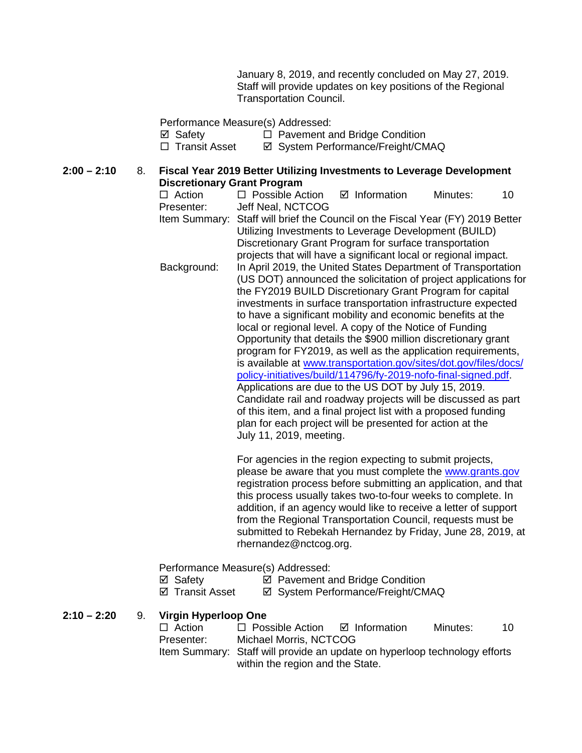January 8, 2019, and recently concluded on May 27, 2019. Staff will provide updates on key positions of the Regional Transportation Council.

Performance Measure(s) Addressed:
☑ Safety ☐ Pavement and Bridge Condition
☐ Transit Asset ☑ System Performance/Freight/CMAQ

**2:00 – 2:10** 8. **Fiscal Year 2019 Better Utilizing Investments to Leverage Development Discretionary Grant Program**

☐ Action ☐ Possible Action ☑ Information Minutes: 10

Presenter: Jeff Neal, NCTCOG

Item Summary: Staff will brief the Council on the Fiscal Year (FY) 2019 Better Utilizing Investments to Leverage Development (BUILD) Discretionary Grant Program for surface transportation projects that will have a significant local or regional impact.

Background: In April 2019, the United States Department of Transportation (US DOT) announced the solicitation of project applications for the FY2019 BUILD Discretionary Grant Program for capital investments in surface transportation infrastructure expected to have a significant mobility and economic benefits at the local or regional level. A copy of the Notice of Funding Opportunity that details the $900 million discretionary grant program for FY2019, as well as the application requirements, is available at www.transportation.gov/sites/dot.gov/files/docs/policy-initiatives/build/114796/fy-2019-nofo-final-signed.pdf. Applications are due to the US DOT by July 15, 2019. Candidate rail and roadway projects will be discussed as part of this item, and a final project list with a proposed funding plan for each project will be presented for action at the July 11, 2019, meeting.

For agencies in the region expecting to submit projects, please be aware that you must complete the www.grants.gov registration process before submitting an application, and that this process usually takes two-to-four weeks to complete. In addition, if an agency would like to receive a letter of support from the Regional Transportation Council, requests must be submitted to Rebekah Hernandez by Friday, June 28, 2019, at rhernandez@nctcog.org.

Performance Measure(s) Addressed:
☑ Safety ☑ Pavement and Bridge Condition
☑ Transit Asset ☑ System Performance/Freight/CMAQ

**2:10 – 2:20** 9. **Virgin Hyperloop One**

☐ Action ☐ Possible Action ☑ Information Minutes: 10

Presenter: Michael Morris, NCTCOG

Item Summary: Staff will provide an update on hyperloop technology efforts within the region and the State.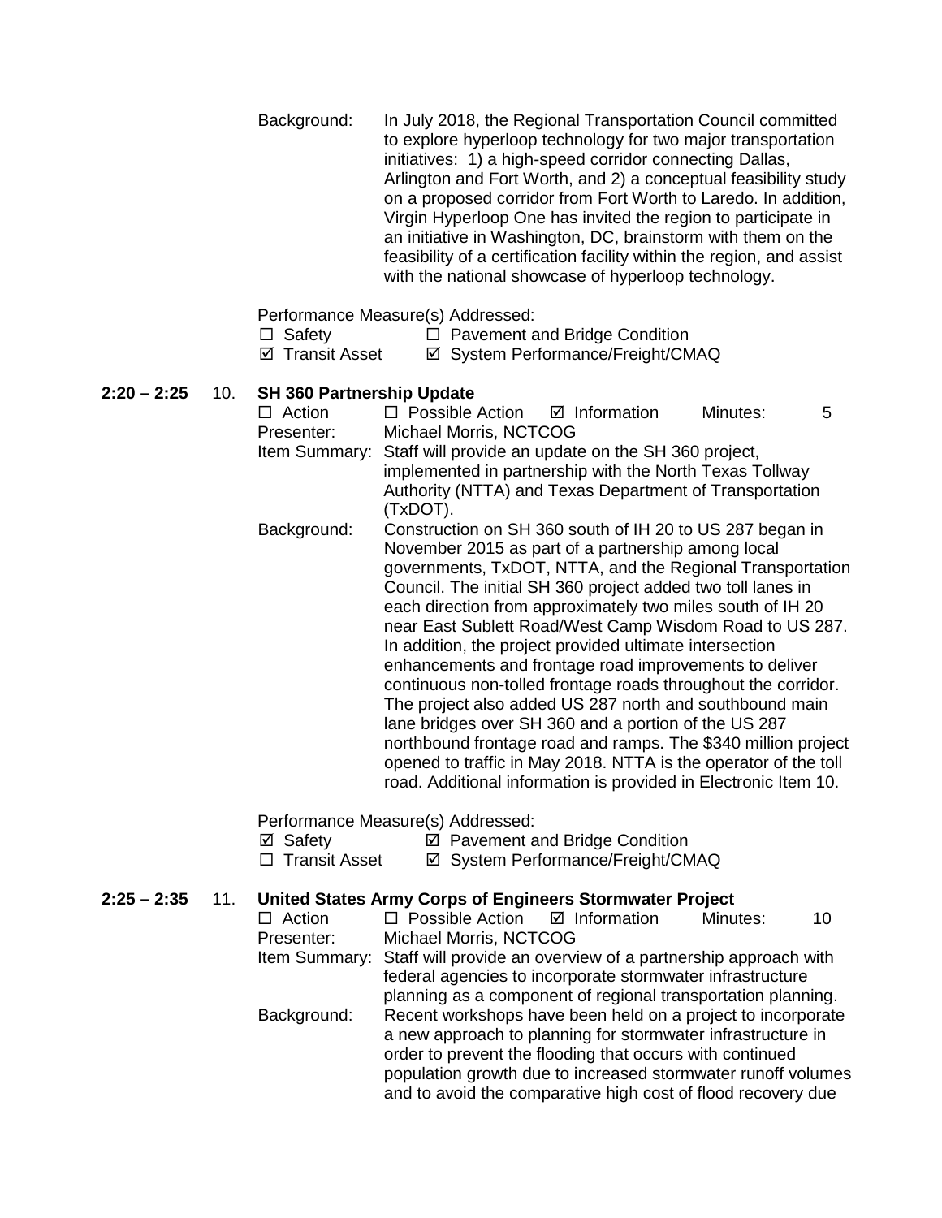Background: In July 2018, the Regional Transportation Council committed to explore hyperloop technology for two major transportation initiatives: 1) a high-speed corridor connecting Dallas, Arlington and Fort Worth, and 2) a conceptual feasibility study on a proposed corridor from Fort Worth to Laredo. In addition, Virgin Hyperloop One has invited the region to participate in an initiative in Washington, DC, brainstorm with them on the feasibility of a certification facility within the region, and assist with the national showcase of hyperloop technology.

Performance Measure(s) Addressed:

☐ Safety ☐ Pavement and Bridge Condition
☑ Transit Asset ☑ System Performance/Freight/CMAQ

**2:20 – 2:25** 10. **SH 360 Partnership Update**

☐ Action ☐ Possible Action ☑ Information Minutes: 5

Presenter: Michael Morris, NCTCOG

Item Summary: Staff will provide an update on the SH 360 project, implemented in partnership with the North Texas Tollway Authority (NTTA) and Texas Department of Transportation (TxDOT).

Background: Construction on SH 360 south of IH 20 to US 287 began in November 2015 as part of a partnership among local governments, TxDOT, NTTA, and the Regional Transportation Council. The initial SH 360 project added two toll lanes in each direction from approximately two miles south of IH 20 near East Sublett Road/West Camp Wisdom Road to US 287. In addition, the project provided ultimate intersection enhancements and frontage road improvements to deliver continuous non-tolled frontage roads throughout the corridor. The project also added US 287 north and southbound main lane bridges over SH 360 and a portion of the US 287 northbound frontage road and ramps. The $340 million project opened to traffic in May 2018. NTTA is the operator of the toll road. Additional information is provided in Electronic Item 10.

Performance Measure(s) Addressed:

☑ Safety ☑ Pavement and Bridge Condition
☐ Transit Asset ☑ System Performance/Freight/CMAQ

**2:25 – 2:35** 11. **United States Army Corps of Engineers Stormwater Project**

☐ Action ☐ Possible Action ☑ Information Minutes: 10

Presenter: Michael Morris, NCTCOG

Item Summary: Staff will provide an overview of a partnership approach with federal agencies to incorporate stormwater infrastructure planning as a component of regional transportation planning.

Background: Recent workshops have been held on a project to incorporate a new approach to planning for stormwater infrastructure in order to prevent the flooding that occurs with continued population growth due to increased stormwater runoff volumes and to avoid the comparative high cost of flood recovery due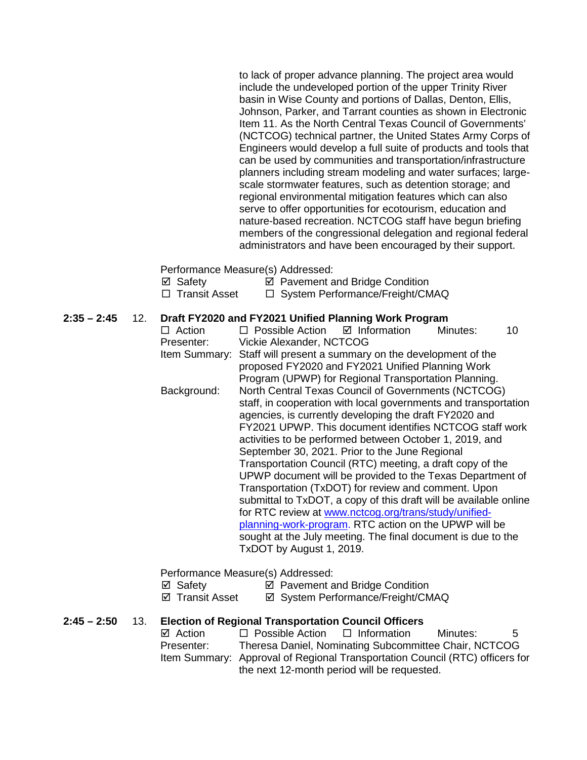to lack of proper advance planning. The project area would include the undeveloped portion of the upper Trinity River basin in Wise County and portions of Dallas, Denton, Ellis, Johnson, Parker, and Tarrant counties as shown in Electronic Item 11. As the North Central Texas Council of Governments' (NCTCOG) technical partner, the United States Army Corps of Engineers would develop a full suite of products and tools that can be used by communities and transportation/infrastructure planners including stream modeling and water surfaces; large-scale stormwater features, such as detention storage; and regional environmental mitigation features which can also serve to offer opportunities for ecotourism, education and nature-based recreation. NCTCOG staff have begun briefing members of the congressional delegation and regional federal administrators and have been encouraged by their support.

Performance Measure(s) Addressed:

☑ Safety ☑ Pavement and Bridge Condition
☐ Transit Asset ☐ System Performance/Freight/CMAQ

**2:35 – 2:45 12. Draft FY2020 and FY2021 Unified Planning Work Program**

☐ Action ☐ Possible Action ☑ Information Minutes: 10

Presenter: Vickie Alexander, NCTCOG

Item Summary: Staff will present a summary on the development of the proposed FY2020 and FY2021 Unified Planning Work Program (UPWP) for Regional Transportation Planning.

Background: North Central Texas Council of Governments (NCTCOG) staff, in cooperation with local governments and transportation agencies, is currently developing the draft FY2020 and FY2021 UPWP. This document identifies NCTCOG staff work activities to be performed between October 1, 2019, and September 30, 2021. Prior to the June Regional Transportation Council (RTC) meeting, a draft copy of the UPWP document will be provided to the Texas Department of Transportation (TxDOT) for review and comment. Upon submittal to TxDOT, a copy of this draft will be available online for RTC review at www.nctcog.org/trans/study/unified-planning-work-program. RTC action on the UPWP will be sought at the July meeting. The final document is due to the TxDOT by August 1, 2019.

Performance Measure(s) Addressed:

☑ Safety ☑ Pavement and Bridge Condition
☑ Transit Asset ☑ System Performance/Freight/CMAQ

**2:45 – 2:50 13. Election of Regional Transportation Council Officers**

☑ Action ☐ Possible Action ☐ Information Minutes: 5

Presenter: Theresa Daniel, Nominating Subcommittee Chair, NCTCOG

Item Summary: Approval of Regional Transportation Council (RTC) officers for the next 12-month period will be requested.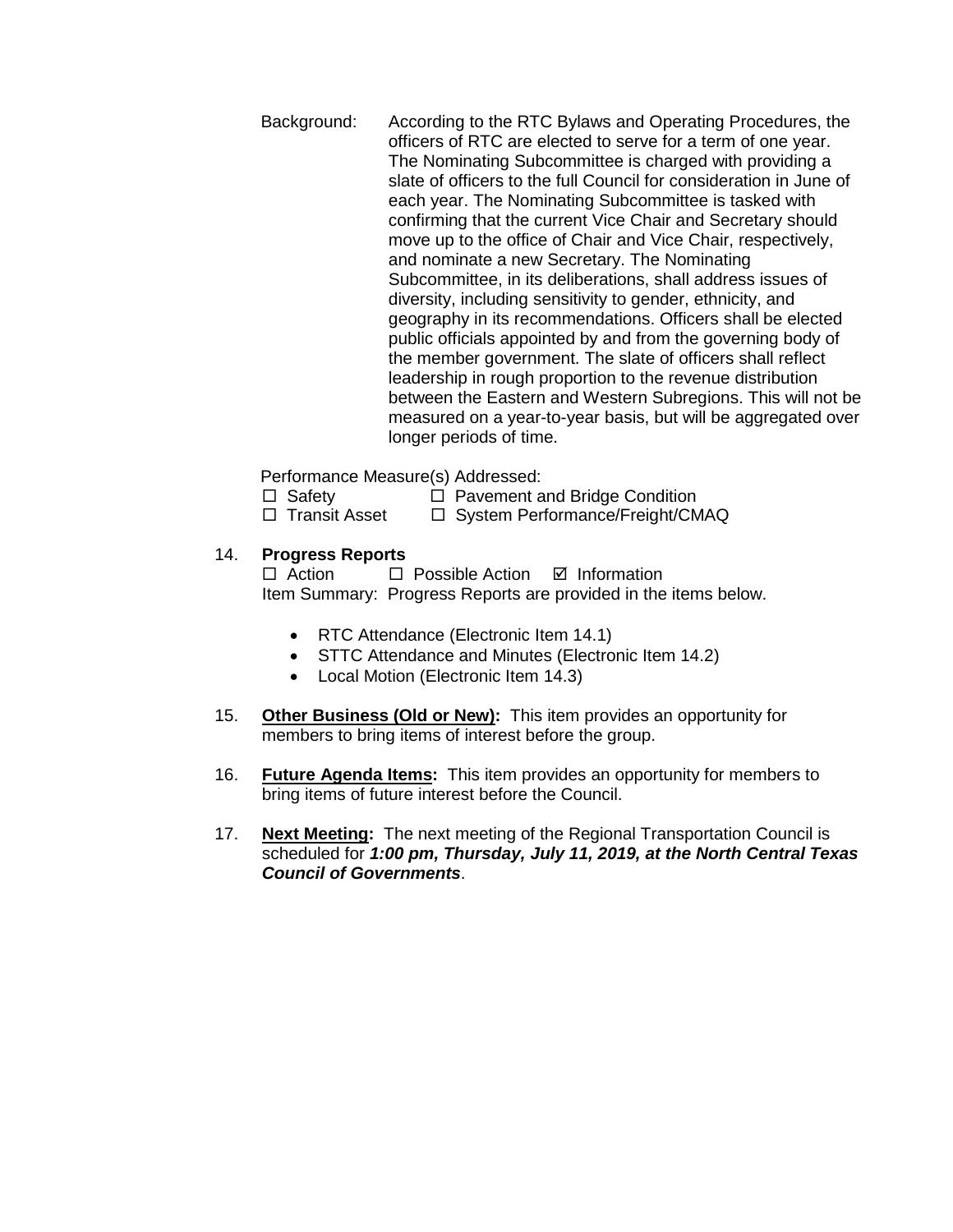Background: According to the RTC Bylaws and Operating Procedures, the officers of RTC are elected to serve for a term of one year. The Nominating Subcommittee is charged with providing a slate of officers to the full Council for consideration in June of each year. The Nominating Subcommittee is tasked with confirming that the current Vice Chair and Secretary should move up to the office of Chair and Vice Chair, respectively, and nominate a new Secretary. The Nominating Subcommittee, in its deliberations, shall address issues of diversity, including sensitivity to gender, ethnicity, and geography in its recommendations. Officers shall be elected public officials appointed by and from the governing body of the member government. The slate of officers shall reflect leadership in rough proportion to the revenue distribution between the Eastern and Western Subregions. This will not be measured on a year-to-year basis, but will be aggregated over longer periods of time.

Performance Measure(s) Addressed:
☐ Safety ☐ Pavement and Bridge Condition
☐ Transit Asset ☐ System Performance/Freight/CMAQ

14. **Progress Reports**
☐ Action ☐ Possible Action ☑ Information
Item Summary: Progress Reports are provided in the items below.

- RTC Attendance (Electronic Item 14.1)
- STTC Attendance and Minutes (Electronic Item 14.2)
- Local Motion (Electronic Item 14.3)

15. **Other Business (Old or New):** This item provides an opportunity for members to bring items of interest before the group.

16. **Future Agenda Items:** This item provides an opportunity for members to bring items of future interest before the Council.

17. **Next Meeting:** The next meeting of the Regional Transportation Council is scheduled for ***1:00 pm, Thursday, July 11, 2019, at the North Central Texas Council of Governments***.